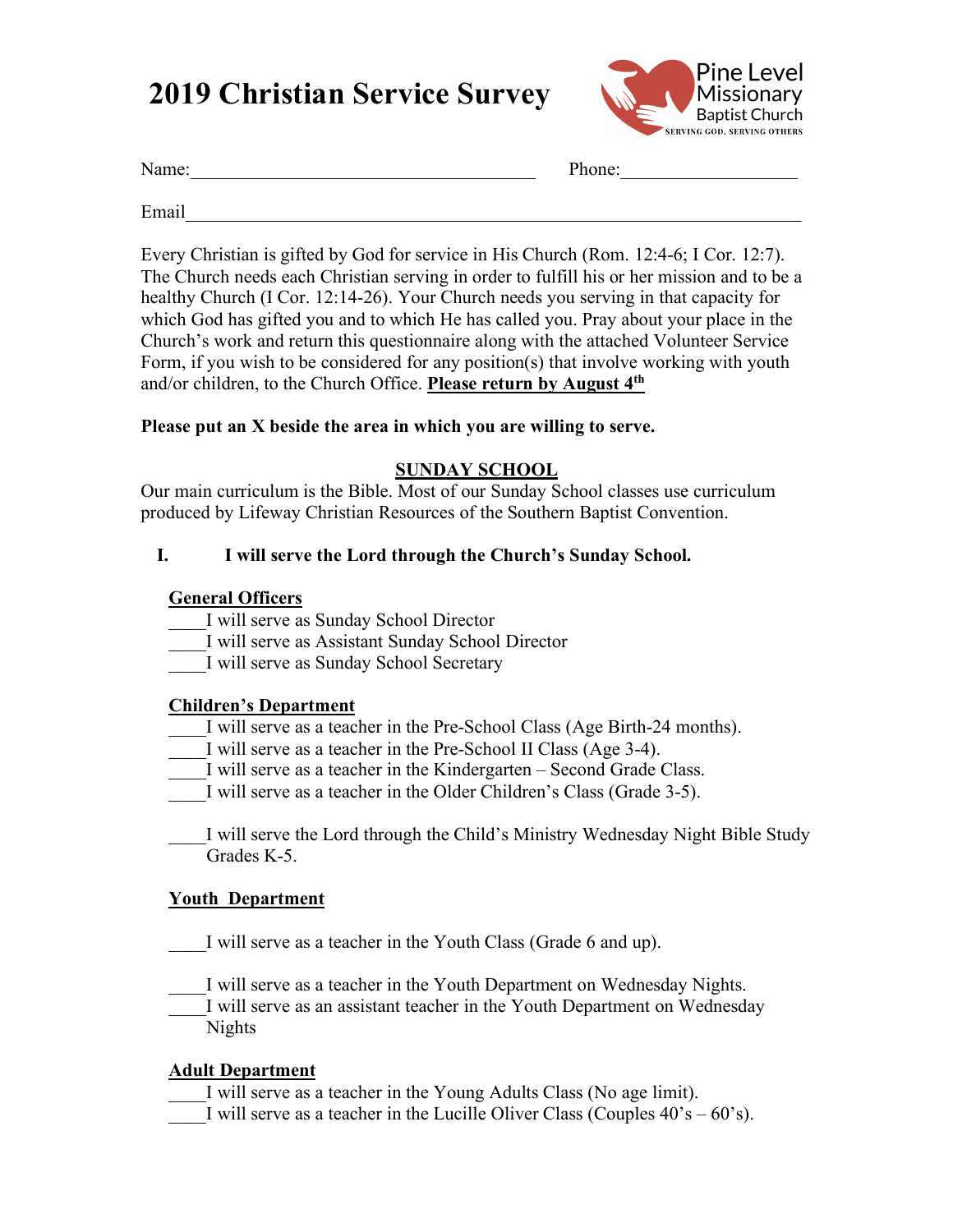# 2019 Christian Service Survey

Pine Level Missionary Baptist Church
SERVING GOD, SERVING OTHERS

Name:_____________________________________ Phone:___________________

Email_____________________________________________________________________

Every Christian is gifted by God for service in His Church (Rom. 12:4-6; I Cor. 12:7). The Church needs each Christian serving in order to fulfill his or her mission and to be a healthy Church (I Cor. 12:14-26). Your Church needs you serving in that capacity for which God has gifted you and to which He has called you. Pray about your place in the Church's work and return this questionnaire along with the attached Volunteer Service Form, if you wish to be considered for any position(s) that involve working with youth and/or children, to the Church Office. **Please return by August 4th**

**Please put an X beside the area in which you are willing to serve.**

## SUNDAY SCHOOL

Our main curriculum is the Bible. Most of our Sunday School classes use curriculum produced by Lifeway Christian Resources of the Southern Baptist Convention.

### I. I will serve the Lord through the Church's Sunday School.

**General Officers**

____I will serve as Sunday School Director
____I will serve as Assistant Sunday School Director
____I will serve as Sunday School Secretary

**Children's Department**

____I will serve as a teacher in the Pre-School Class (Age Birth-24 months).
____I will serve as a teacher in the Pre-School II Class (Age 3-4).
____I will serve as a teacher in the Kindergarten – Second Grade Class.
____I will serve as a teacher in the Older Children's Class (Grade 3-5).

____I will serve the Lord through the Child's Ministry Wednesday Night Bible Study Grades K-5.

**Youth Department**

____I will serve as a teacher in the Youth Class (Grade 6 and up).

____I will serve as a teacher in the Youth Department on Wednesday Nights.
____I will serve as an assistant teacher in the Youth Department on Wednesday Nights

**Adult Department**

____I will serve as a teacher in the Young Adults Class (No age limit).
____I will serve as a teacher in the Lucille Oliver Class (Couples 40's – 60's).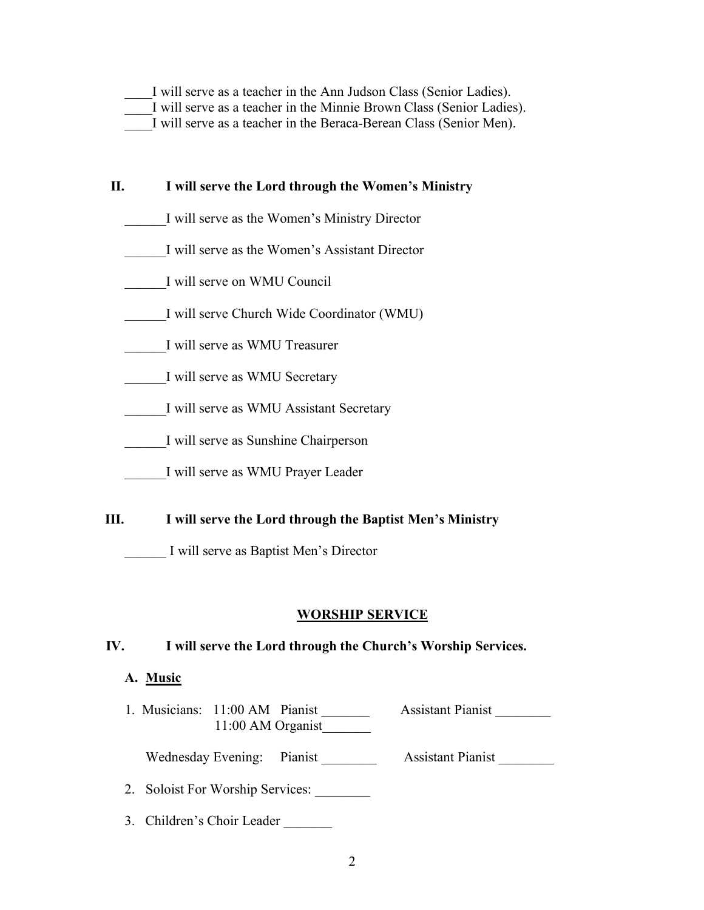____I will serve as a teacher in the Ann Judson Class (Senior Ladies).
____I will serve as a teacher in the Minnie Brown Class (Senior Ladies).
____I will serve as a teacher in the Beraca-Berean Class (Senior Men).

## II. I will serve the Lord through the Women's Ministry

______I will serve as the Women's Ministry Director

______I will serve as the Women's Assistant Director

______I will serve on WMU Council

______I will serve Church Wide Coordinator (WMU)

______I will serve as WMU Treasurer

______I will serve as WMU Secretary

______I will serve as WMU Assistant Secretary

______I will serve as Sunshine Chairperson

______I will serve as WMU Prayer Leader

## III. I will serve the Lord through the Baptist Men's Ministry

______ I will serve as Baptist Men's Director

## WORSHIP SERVICE

## IV. I will serve the Lord through the Church's Worship Services.

### A. Music

1. Musicians: 11:00 AM Pianist _______ Assistant Pianist ________
   11:00 AM Organist_______

   Wednesday Evening: Pianist ________ Assistant Pianist ________

2. Soloist For Worship Services: ________

3. Children's Choir Leader _______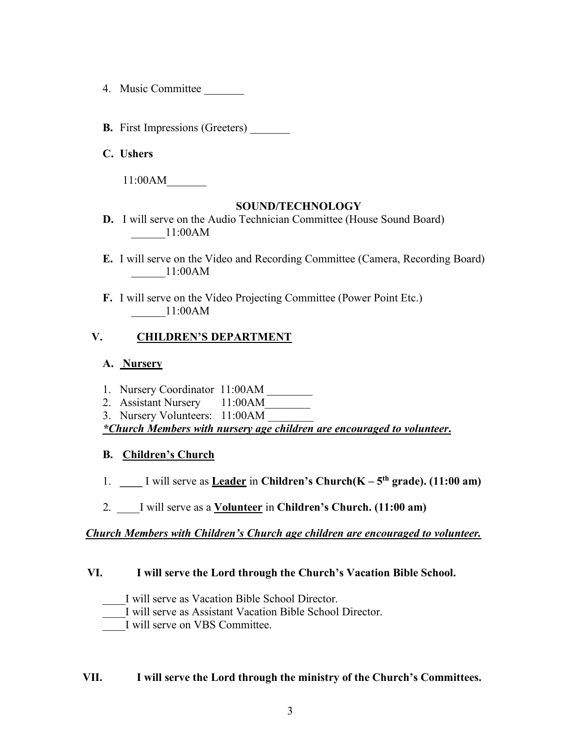4. Music Committee _______

**B.** First Impressions (Greeters) _______

**C. Ushers**

11:00AM_______

**SOUND/TECHNOLOGY**

**D.** I will serve on the Audio Technician Committee (House Sound Board)
______11:00AM

**E.** I will serve on the Video and Recording Committee (Camera, Recording Board)
______11:00AM

**F.** I will serve on the Video Projecting Committee (Power Point Etc.)
______11:00AM

## V. CHILDREN'S DEPARTMENT

### A. Nursery

1. Nursery Coordinator 11:00AM ________
2. Assistant Nursery 11:00AM________
3. Nursery Volunteers: 11:00AM ________

***\*Church Members with nursery age children are encouraged to volunteer.***

### B. Children's Church

1. **____** I will serve as **Leader** in **Children's Church(K – 5th grade). (11:00 am)**

2. ____I will serve as a **Volunteer** in **Children's Church. (11:00 am)**

***Church Members with Children's Church age children are encouraged to volunteer.***

## VI. I will serve the Lord through the Church's Vacation Bible School.

____I will serve as Vacation Bible School Director.
____I will serve as Assistant Vacation Bible School Director.
____I will serve on VBS Committee.

## VII. I will serve the Lord through the ministry of the Church's Committees.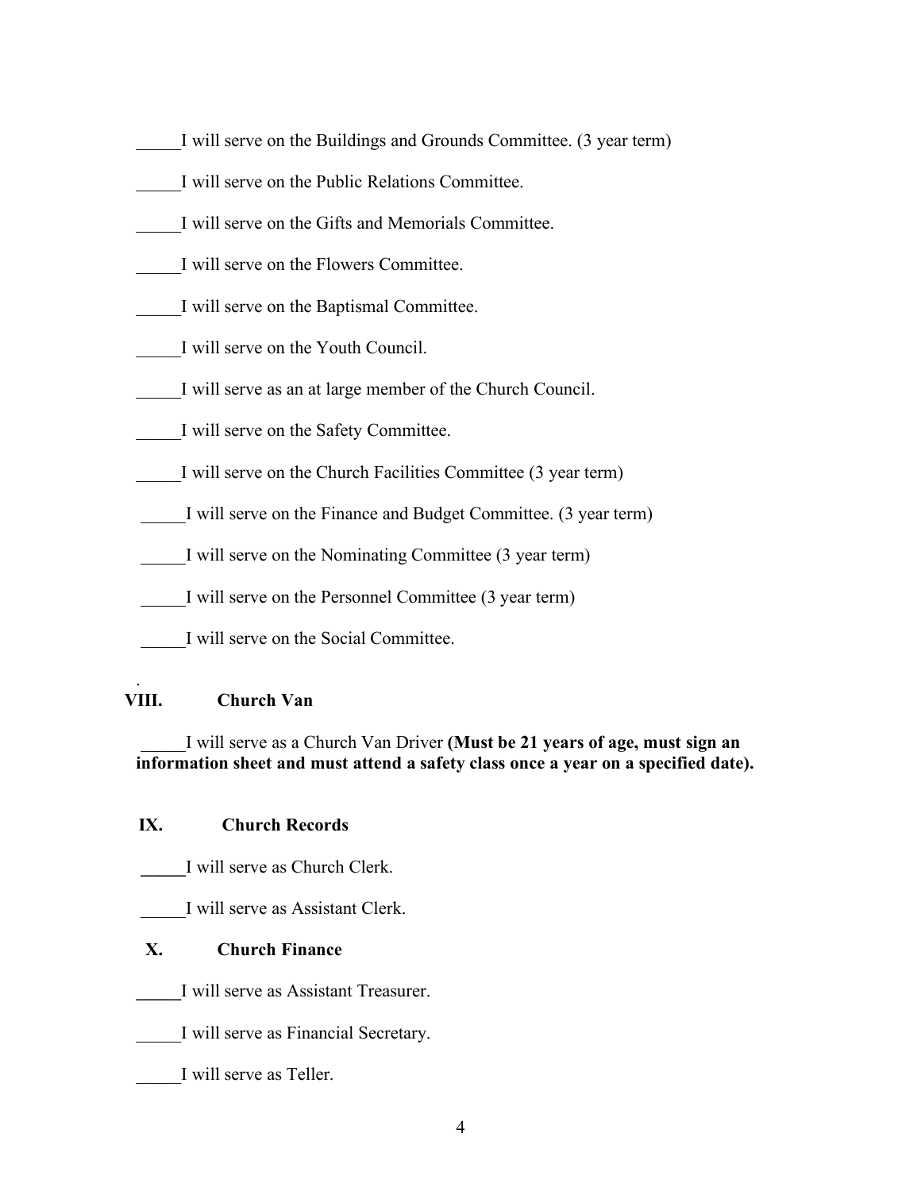_____I will serve on the Buildings and Grounds Committee. (3 year term)

_____I will serve on the Public Relations Committee.

_____I will serve on the Gifts and Memorials Committee.

_____I will serve on the Flowers Committee.

_____I will serve on the Baptismal Committee.

_____I will serve on the Youth Council.

_____I will serve as an at large member of the Church Council.

_____I will serve on the Safety Committee.

_____I will serve on the Church Facilities Committee (3 year term)

_____I will serve on the Finance and Budget Committee. (3 year term)

_____I will serve on the Nominating Committee (3 year term)

_____I will serve on the Personnel Committee (3 year term)

_____I will serve on the Social Committee.

.

## VIII. Church Van

_____I will serve as a Church Van Driver **(Must be 21 years of age, must sign an information sheet and must attend a safety class once a year on a specified date).**

## IX. Church Records

_____I will serve as Church Clerk.

_____I will serve as Assistant Clerk.

## X. Church Finance

_____I will serve as Assistant Treasurer.

_____I will serve as Financial Secretary.

_____I will serve as Teller.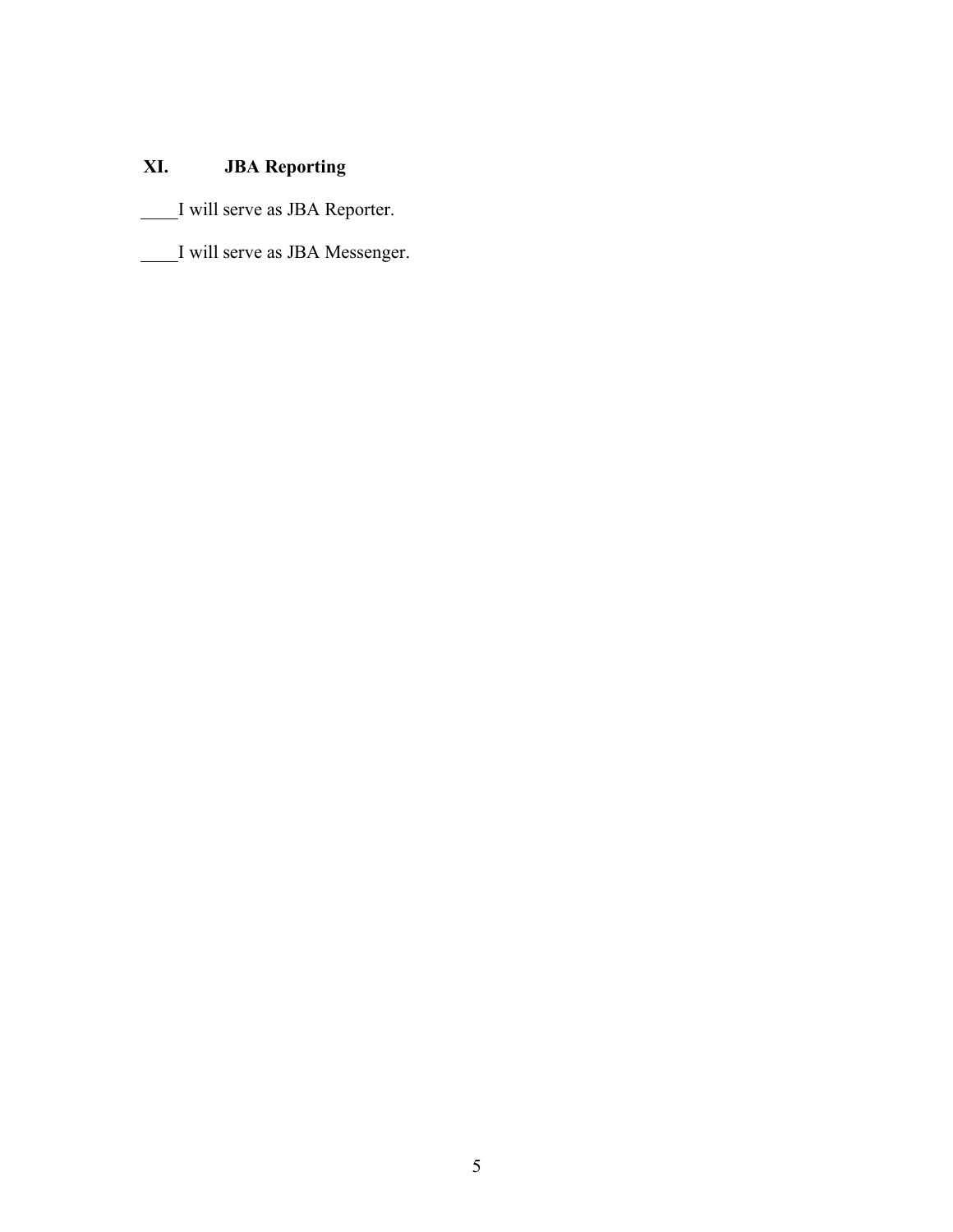## XI. JBA Reporting

____I will serve as JBA Reporter.

____I will serve as JBA Messenger.